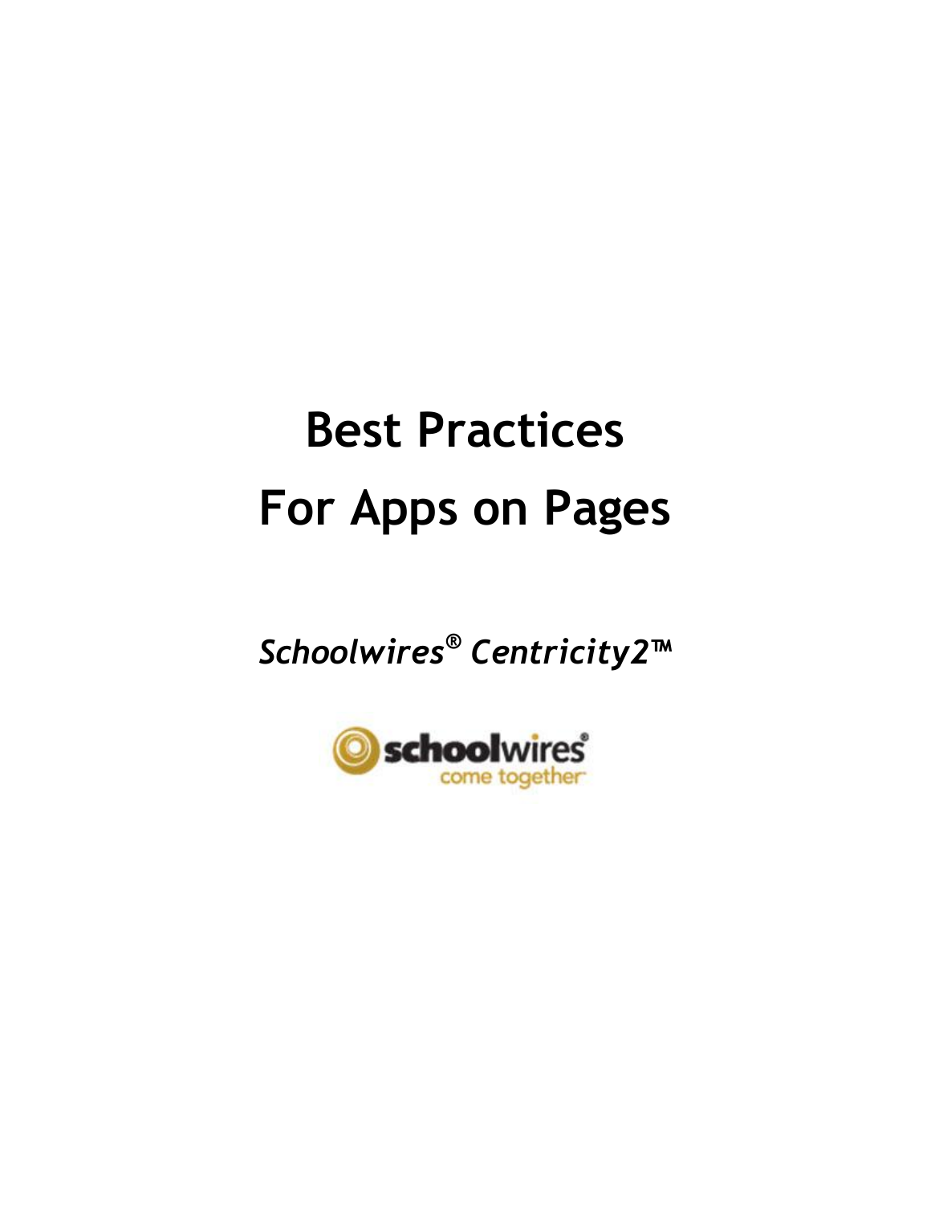# Best Practices

# For Apps on Pages

*Schoolwires® Centricity2™*

schoolwires®
come together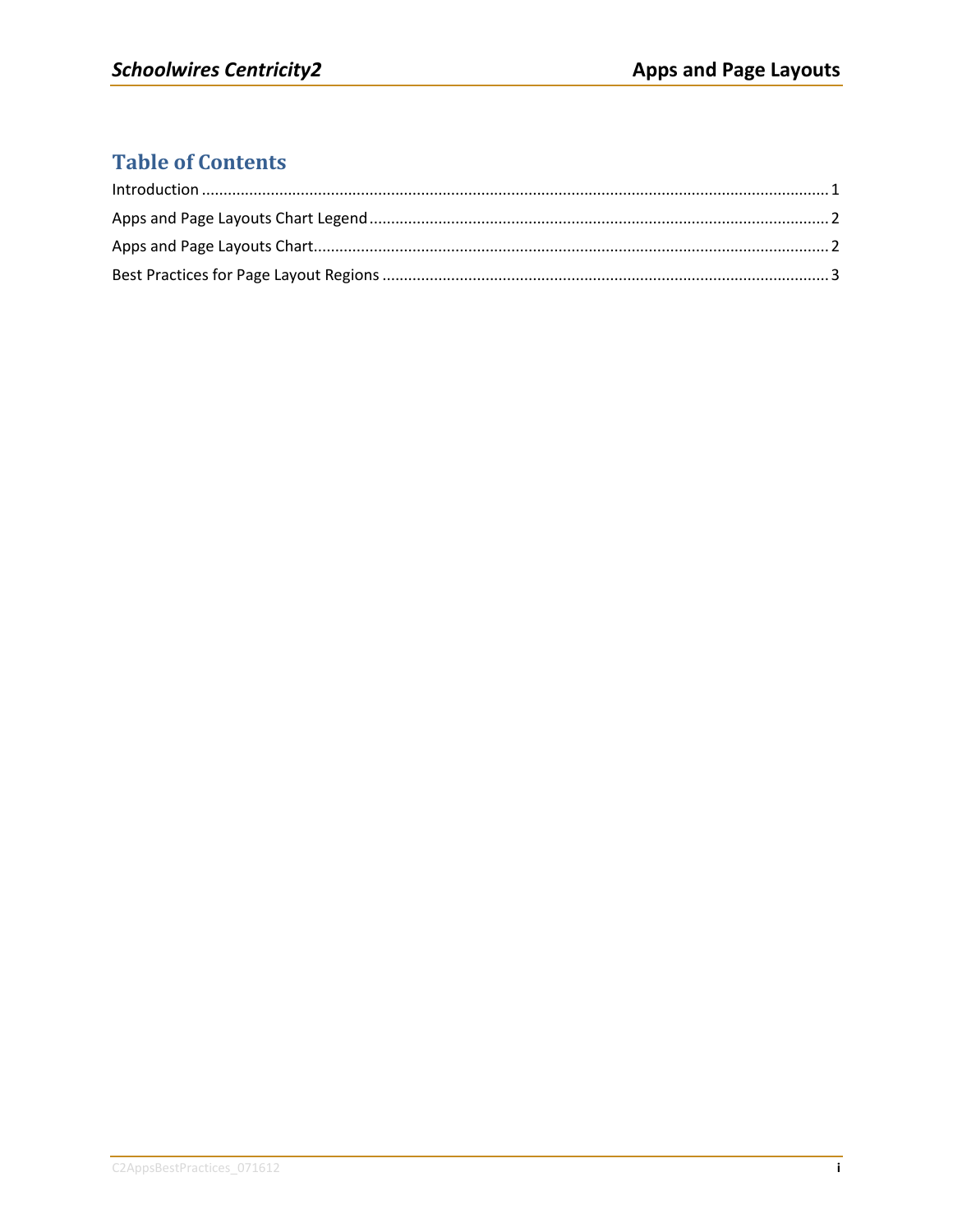# Table of Contents

Introduction ........................................................................................................................................ 1

Apps and Page Layouts Chart Legend ........................................................................................... 2

Apps and Page Layouts Chart ........................................................................................................ 2

Best Practices for Page Layout Regions ........................................................................................ 3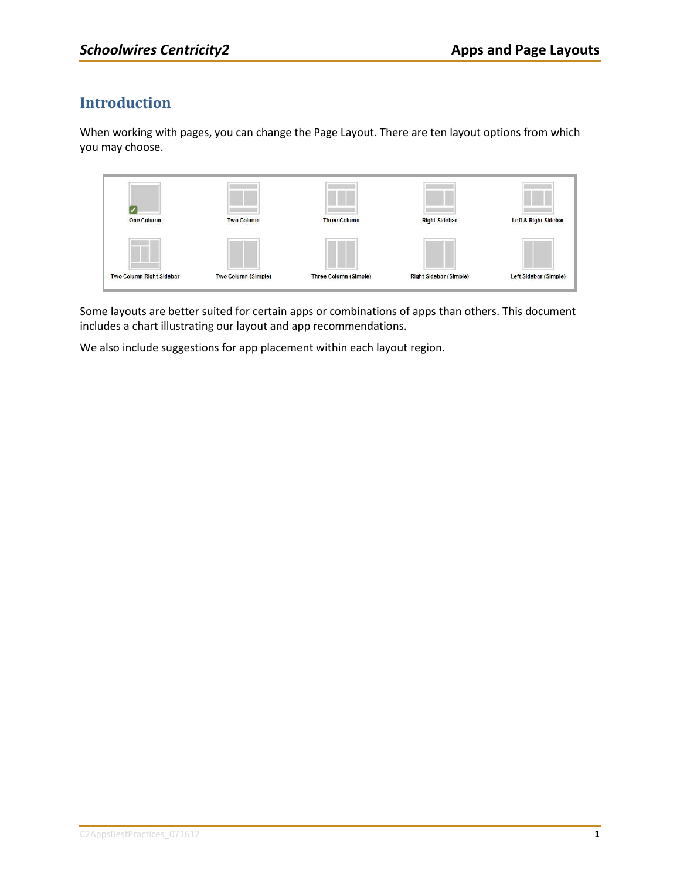# Introduction

When working with pages, you can change the Page Layout. There are ten layout options from which you may choose.

| One Column | Two Column | Three Column | Right Sidebar | Left & Right Sidebar |
|---|---|---|---|---|
| Two Column Right Sidebar | Two Column (Simple) | Three Column (Simple) | Right Sidebar (Simple) | Left Sidebar (Simple) |

Some layouts are better suited for certain apps or combinations of apps than others. This document includes a chart illustrating our layout and app recommendations.

We also include suggestions for app placement within each layout region.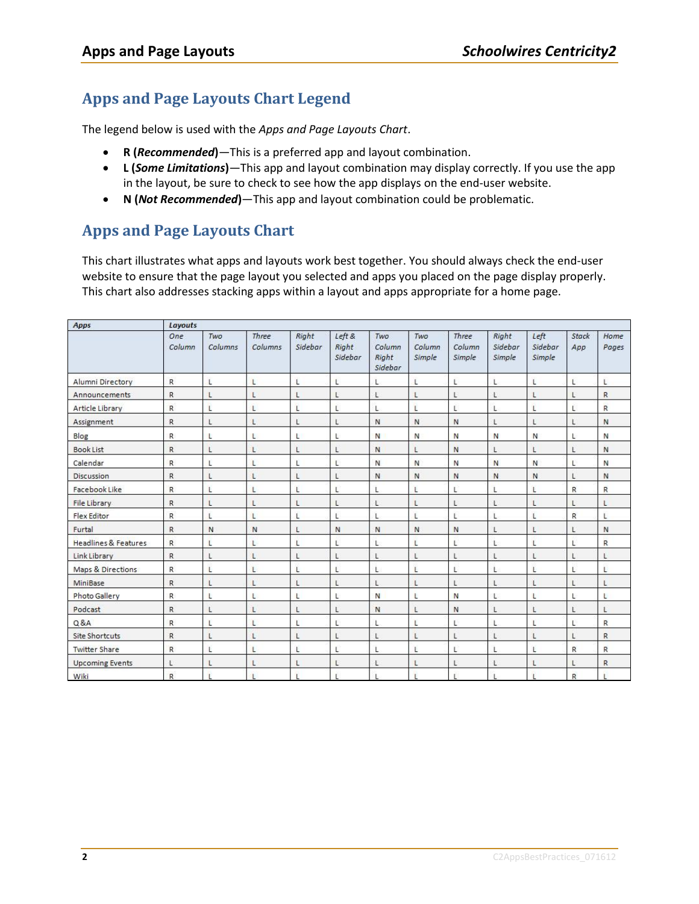## Apps and Page Layouts Chart Legend

The legend below is used with the *Apps and Page Layouts Chart*.

- **R (*Recommended*)**—This is a preferred app and layout combination.
- **L (*Some Limitations*)**—This app and layout combination may display correctly. If you use the app in the layout, be sure to check to see how the app displays on the end-user website.
- **N (*Not Recommended*)**—This app and layout combination could be problematic.

## Apps and Page Layouts Chart

This chart illustrates what apps and layouts work best together. You should always check the end-user website to ensure that the page layout you selected and apps you placed on the page display properly. This chart also addresses stacking apps within a layout and apps appropriate for a home page.

| *Apps* | *Layouts* | | | | | | | | | | | |
|---|---|---|---|---|---|---|---|---|---|---|---|---|
| | *One Column* | *Two Columns* | *Three Columns* | *Right Sidebar* | *Left & Right Sidebar* | *Two Column Right Sidebar* | *Two Column Simple* | *Three Column Simple* | *Right Sidebar Simple* | *Left Sidebar Simple* | *Stack App* | *Home Pages* |
| Alumni Directory | R | L | L | L | L | L | L | L | L | L | L | L |
| Announcements | R | L | L | L | L | L | L | L | L | L | L | R |
| Article Library | R | L | L | L | L | L | L | L | L | L | L | R |
| Assignment | R | L | L | L | L | N | N | N | L | L | L | N |
| Blog | R | L | L | L | L | N | N | N | N | N | L | N |
| Book List | R | L | L | L | L | N | L | N | L | L | L | N |
| Calendar | R | L | L | L | L | N | N | N | N | N | L | N |
| Discussion | R | L | L | L | L | N | N | N | N | N | L | N |
| Facebook Like | R | L | L | L | L | L | L | L | L | L | R | R |
| File Library | R | L | L | L | L | L | L | L | L | L | L | L |
| Flex Editor | R | L | L | L | L | L | L | L | L | L | R | L |
| Furtal | R | N | N | L | N | N | N | N | L | L | L | N |
| Headlines & Features | R | L | L | L | L | L | L | L | L | L | L | R |
| Link Library | R | L | L | L | L | L | L | L | L | L | L | L |
| Maps & Directions | R | L | L | L | L | L | L | L | L | L | L | L |
| MiniBase | R | L | L | L | L | L | L | L | L | L | L | L |
| Photo Gallery | R | L | L | L | L | N | L | N | L | L | L | L |
| Podcast | R | L | L | L | L | N | L | N | L | L | L | L |
| Q & A | R | L | L | L | L | L | L | L | L | L | L | R |
| Site Shortcuts | R | L | L | L | L | L | L | L | L | L | L | R |
| Twitter Share | R | L | L | L | L | L | L | L | L | L | R | R |
| Upcoming Events | L | L | L | L | L | L | L | L | L | L | L | R |
| Wiki | R | L | L | L | L | L | L | L | L | L | R | L |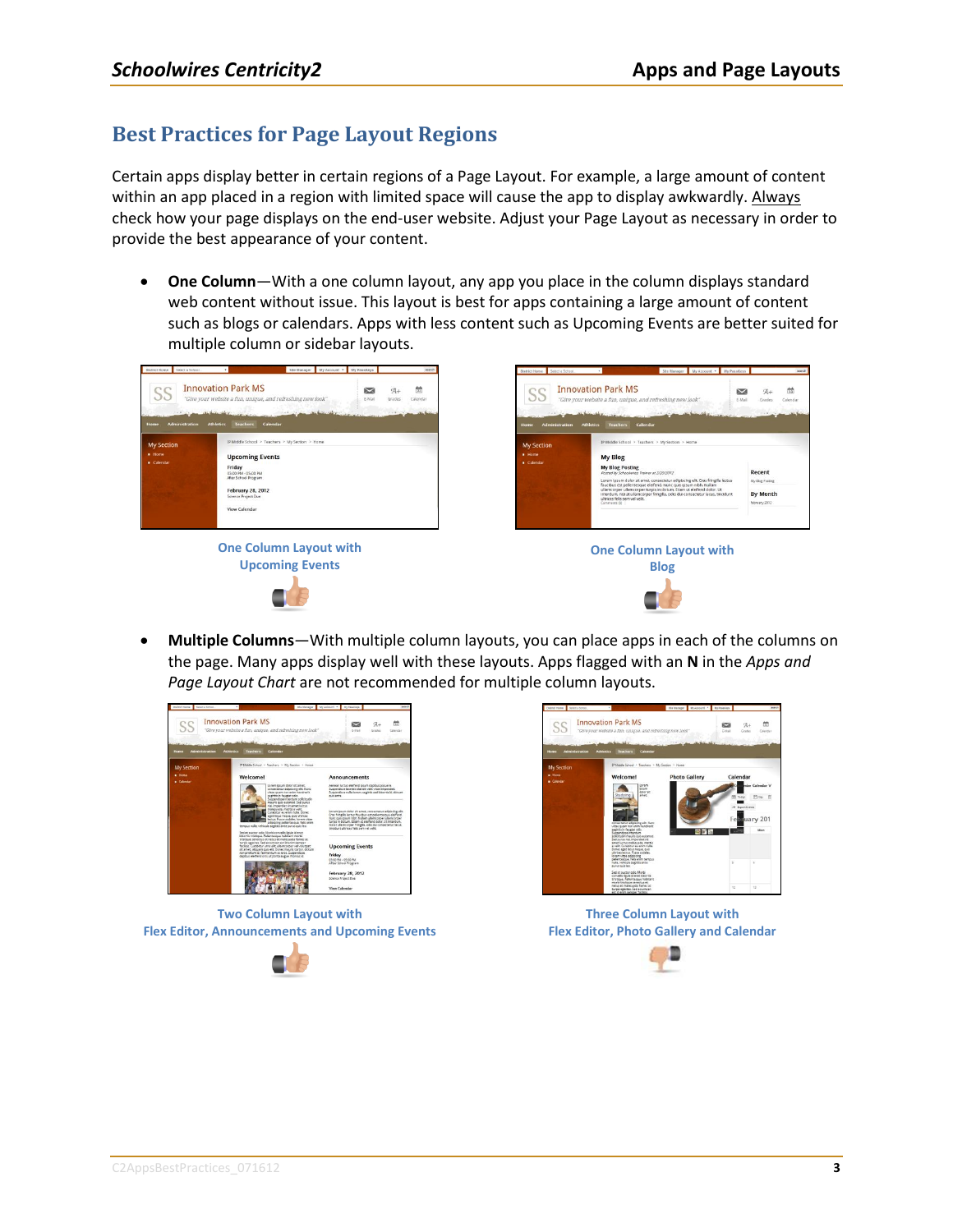## Best Practices for Page Layout Regions

Certain apps display better in certain regions of a Page Layout. For example, a large amount of content within an app placed in a region with limited space will cause the app to display awkwardly. Always check how your page displays on the end-user website. Adjust your Page Layout as necessary in order to provide the best appearance of your content.

- **One Column**—With a one column layout, any app you place in the column displays standard web content without issue. This layout is best for apps containing a large amount of content such as blogs or calendars. Apps with less content such as Upcoming Events are better suited for multiple column or sidebar layouts.

One Column Layout with Upcoming Events

One Column Layout with Blog

- **Multiple Columns**—With multiple column layouts, you can place apps in each of the columns on the page. Many apps display well with these layouts. Apps flagged with an **N** in the *Apps and Page Layout Chart* are not recommended for multiple column layouts.

Two Column Layout with Flex Editor, Announcements and Upcoming Events

Three Column Layout with Flex Editor, Photo Gallery and Calendar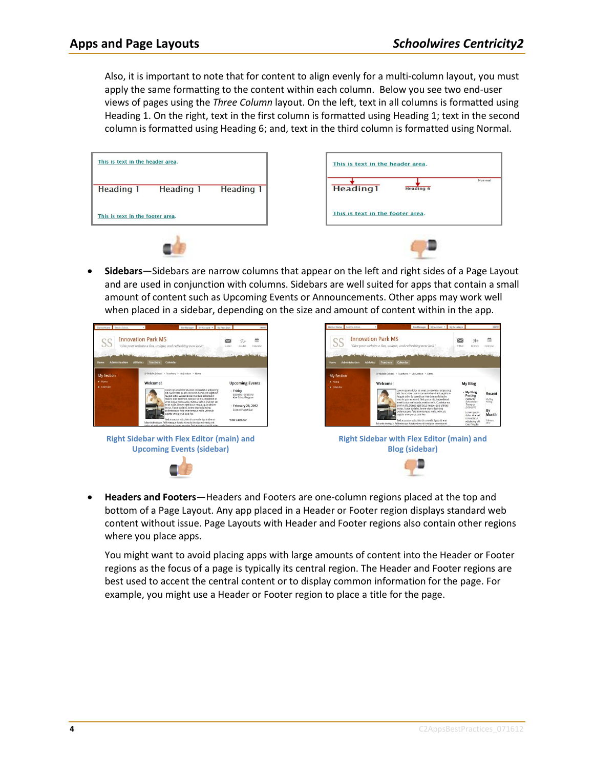Also, it is important to note that for content to align evenly for a multi-column layout, you must apply the same formatting to the content within each column. Below you see two end-user views of pages using the *Three Column* layout. On the left, text in all columns is formatted using Heading 1. On the right, text in the first column is formatted using Heading 1; text in the second column is formatted using Heading 6; and, text in the third column is formatted using Normal.

- **Sidebars**—Sidebars are narrow columns that appear on the left and right sides of a Page Layout and are used in conjunction with columns. Sidebars are well suited for apps that contain a small amount of content such as Upcoming Events or Announcements. Other apps may work well when placed in a sidebar, depending on the size and amount of content within in the app.

Right Sidebar with Flex Editor (main) and Upcoming Events (sidebar)

Right Sidebar with Flex Editor (main) and Blog (sidebar)

- **Headers and Footers**—Headers and Footers are one-column regions placed at the top and bottom of a Page Layout. Any app placed in a Header or Footer region displays standard web content without issue. Page Layouts with Header and Footer regions also contain other regions where you place apps.

  You might want to avoid placing apps with large amounts of content into the Header or Footer regions as the focus of a page is typically its central region. The Header and Footer regions are best used to accent the central content or to display common information for the page. For example, you might use a Header or Footer region to place a title for the page.